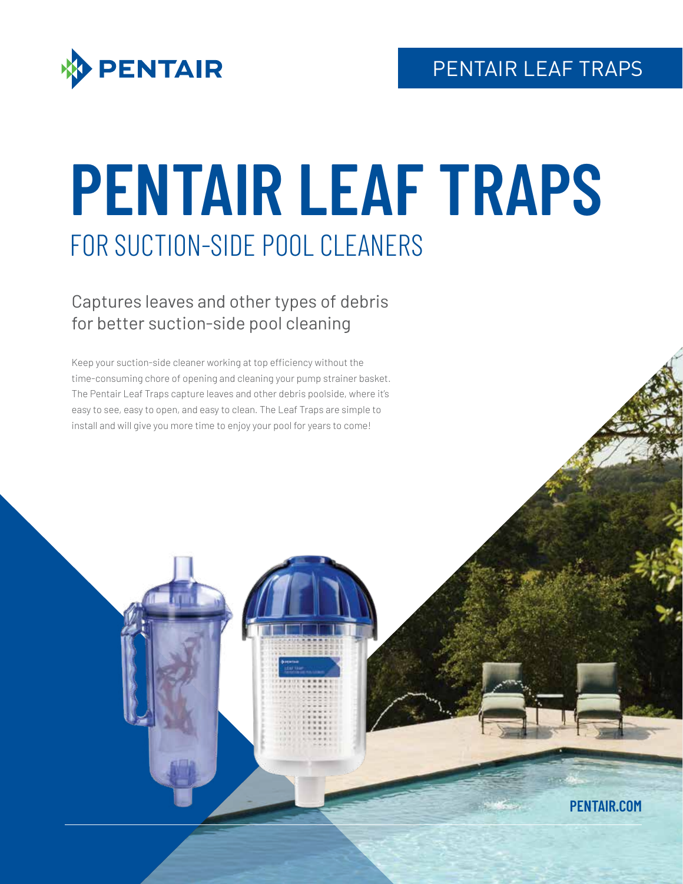PENTAIR LEAF TRAPS

# PENTAIR LEAF TRAPS

## FOR SUCTION-SIDE POOL CLEANERS

### Captures leaves and other types of debris for better suction-side pool cleaning

Keep your suction-side cleaner working at top efficiency without the time-consuming chore of opening and cleaning your pump strainer basket. The Pentair Leaf Traps capture leaves and other debris poolside, where it's easy to see, easy to open, and easy to clean. The Leaf Traps are simple to install and will give you more time to enjoy your pool for years to come!

PENTAIR.COM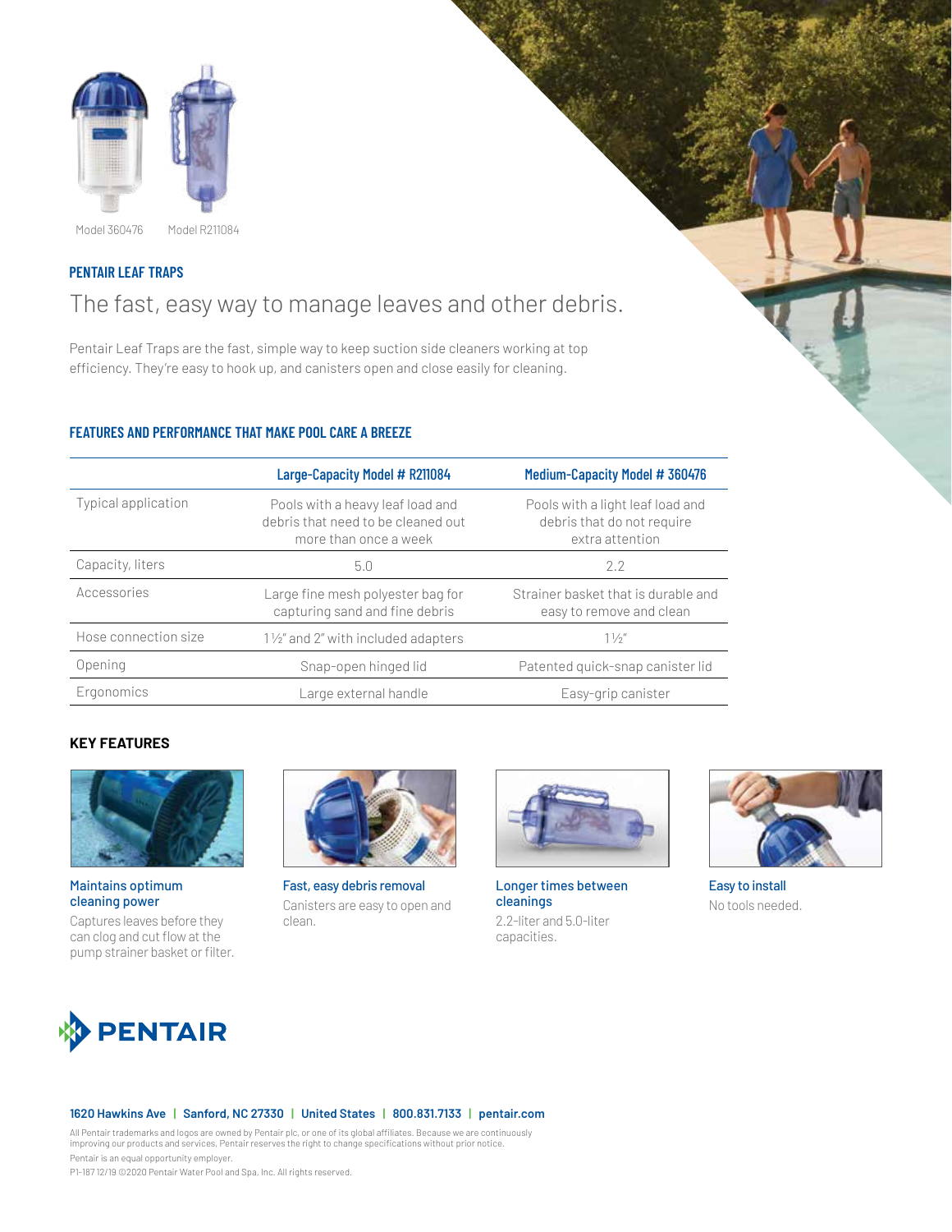Model 360476 Model R211084

## PENTAIR LEAF TRAPS

# The fast, easy way to manage leaves and other debris.

Pentair Leaf Traps are the fast, simple way to keep suction side cleaners working at top efficiency. They're easy to hook up, and canisters open and close easily for cleaning.

### FEATURES AND PERFORMANCE THAT MAKE POOL CARE A BREEZE

| | Large-Capacity Model # R211084 | Medium-Capacity Model # 360476 |
|---|---|---|
| Typical application | Pools with a heavy leaf load and debris that need to be cleaned out more than once a week | Pools with a light leaf load and debris that do not require extra attention |
| Capacity, liters | 5.0 | 2.2 |
| Accessories | Large fine mesh polyester bag for capturing sand and fine debris | Strainer basket that is durable and easy to remove and clean |
| Hose connection size | 1½" and 2" with included adapters | 1½" |
| Opening | Snap-open hinged lid | Patented quick-snap canister lid |
| Ergonomics | Large external handle | Easy-grip canister |

### KEY FEATURES

**Maintains optimum cleaning power**
Captures leaves before they can clog and cut flow at the pump strainer basket or filter.

**Fast, easy debris removal**
Canisters are easy to open and clean.

**Longer times between cleanings**
2.2-liter and 5.0-liter capacities.

**Easy to install**
No tools needed.

PENTAIR

**1620 Hawkins Ave | Sanford, NC 27330 | United States | 800.831.7133 | pentair.com**

All Pentair trademarks and logos are owned by Pentair plc, or one of its global affiliates. Because we are continuously improving our products and services, Pentair reserves the right to change specifications without prior notice.

Pentair is an equal opportunity employer.

P1-187 12/19 ©2020 Pentair Water Pool and Spa, Inc. All rights reserved.